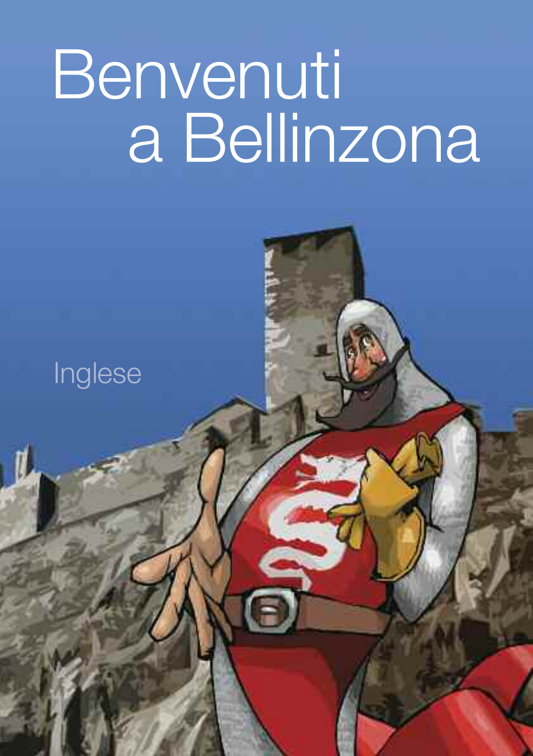# Benvenuti a Bellinzona

Inglese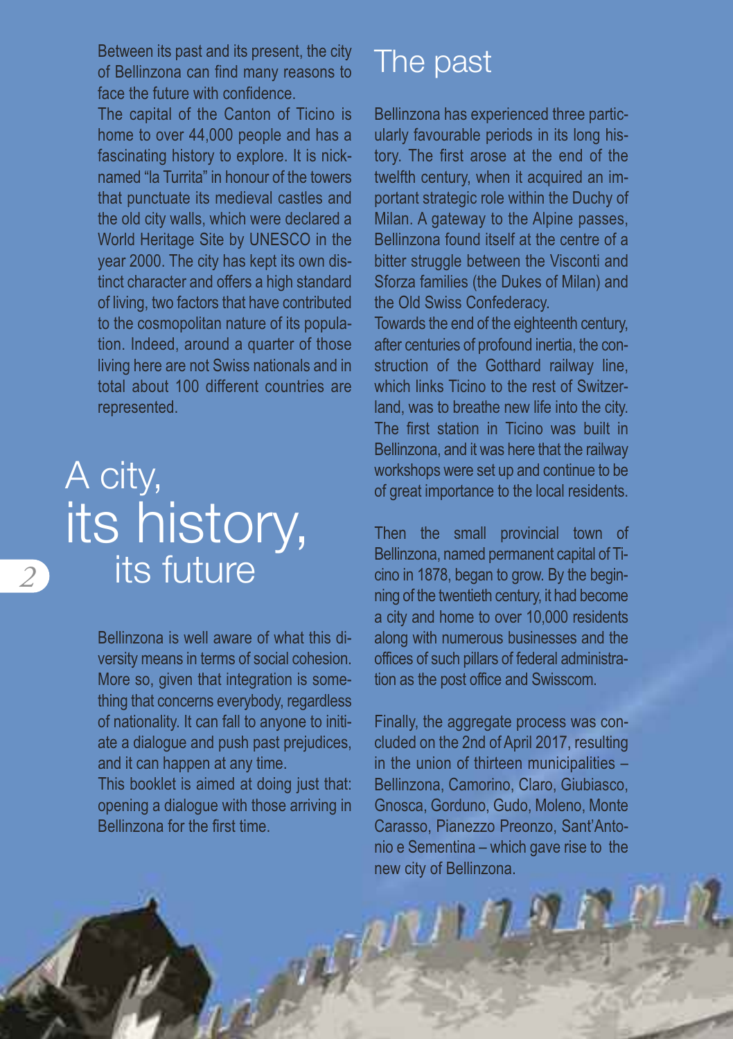Between its past and its present, the city of Bellinzona can find many reasons to face the future with confidence.

The capital of the Canton of Ticino is home to over 44,000 people and has a fascinating history to explore. It is nicknamed "la Turrita" in honour of the towers that punctuate its medieval castles and the old city walls, which were declared a World Heritage Site by UNESCO in the year 2000. The city has kept its own distinct character and offers a high standard of living, two factors that have contributed to the cosmopolitan nature of its population. Indeed, around a quarter of those living here are not Swiss nationals and in total about 100 different countries are represented.

# A city, its history, its future

Bellinzona is well aware of what this diversity means in terms of social cohesion. More so, given that integration is something that concerns everybody, regardless of nationality. It can fall to anyone to initiate a dialogue and push past prejudices, and it can happen at any time.

This booklet is aimed at doing just that: opening a dialogue with those arriving in Bellinzona for the first time.

## The past

Bellinzona has experienced three particularly favourable periods in its long history. The first arose at the end of the twelfth century, when it acquired an important strategic role within the Duchy of Milan. A gateway to the Alpine passes, Bellinzona found itself at the centre of a bitter struggle between the Visconti and Sforza families (the Dukes of Milan) and the Old Swiss Confederacy.

Towards the end of the eighteenth century, after centuries of profound inertia, the construction of the Gotthard railway line, which links Ticino to the rest of Switzerland, was to breathe new life into the city. The first station in Ticino was built in Bellinzona, and it was here that the railway workshops were set up and continue to be of great importance to the local residents.

Then the small provincial town of Bellinzona, named permanent capital of Ticino in 1878, began to grow. By the beginning of the twentieth century, it had become a city and home to over 10,000 residents along with numerous businesses and the offices of such pillars of federal administration as the post office and Swisscom.

Finally, the aggregate process was concluded on the 2nd of April 2017, resulting in the union of thirteen municipalities – Bellinzona, Camorino, Claro, Giubiasco, Gnosca, Gorduno, Gudo, Moleno, Monte Carasso, Pianezzo Preonzo, Sant'Antonio e Sementina – which gave rise to the new city of Bellinzona.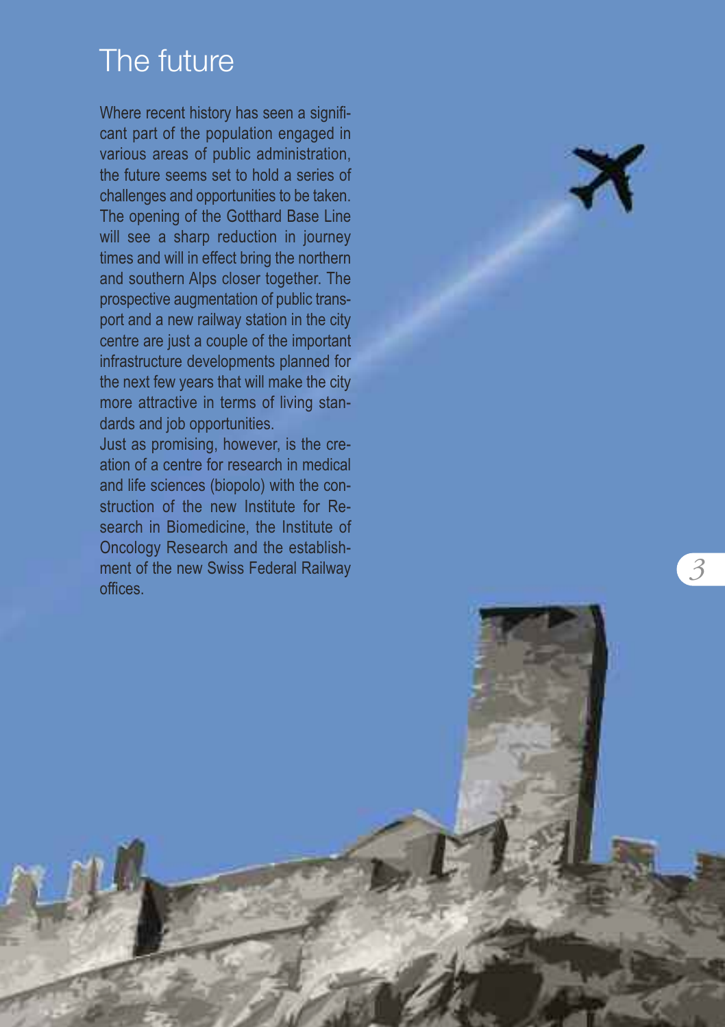# The future

Where recent history has seen a significant part of the population engaged in various areas of public administration, the future seems set to hold a series of challenges and opportunities to be taken. The opening of the Gotthard Base Line will see a sharp reduction in journey times and will in effect bring the northern and southern Alps closer together. The prospective augmentation of public transport and a new railway station in the city centre are just a couple of the important infrastructure developments planned for the next few years that will make the city more attractive in terms of living standards and job opportunities.

Just as promising, however, is the creation of a centre for research in medical and life sciences (biopolo) with the construction of the new Institute for Research in Biomedicine, the Institute of Oncology Research and the establishment of the new Swiss Federal Railway offices.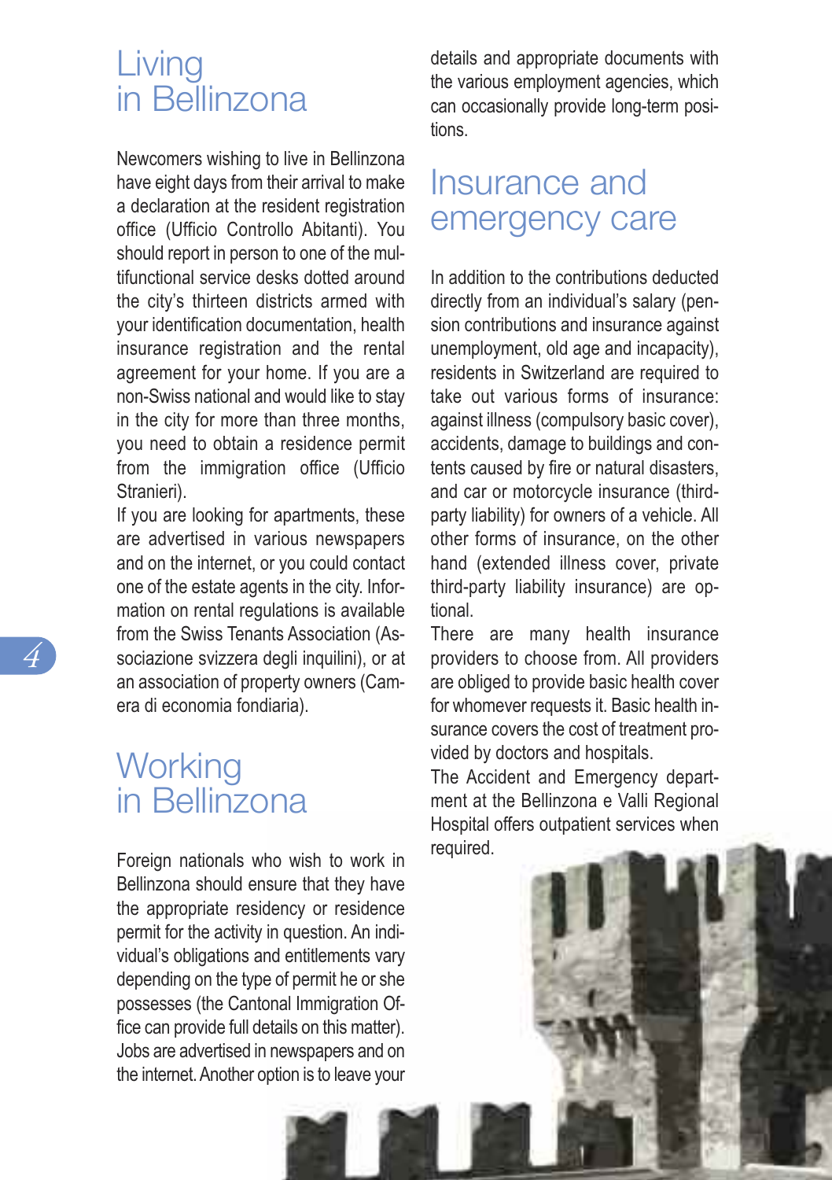# Living in Bellinzona

Newcomers wishing to live in Bellinzona have eight days from their arrival to make a declaration at the resident registration office (Ufficio Controllo Abitanti). You should report in person to one of the multifunctional service desks dotted around the city's thirteen districts armed with your identification documentation, health insurance registration and the rental agreement for your home. If you are a non-Swiss national and would like to stay in the city for more than three months, you need to obtain a residence permit from the immigration office (Ufficio Stranieri).

If you are looking for apartments, these are advertised in various newspapers and on the internet, or you could contact one of the estate agents in the city. Information on rental regulations is available from the Swiss Tenants Association (Associazione svizzera degli inquilini), or at an association of property owners (Camera di economia fondiaria).

# Working in Bellinzona

Foreign nationals who wish to work in Bellinzona should ensure that they have the appropriate residency or residence permit for the activity in question. An individual's obligations and entitlements vary depending on the type of permit he or she possesses (the Cantonal Immigration Office can provide full details on this matter). Jobs are advertised in newspapers and on the internet. Another option is to leave your details and appropriate documents with the various employment agencies, which can occasionally provide long-term positions.

# Insurance and emergency care

In addition to the contributions deducted directly from an individual's salary (pension contributions and insurance against unemployment, old age and incapacity), residents in Switzerland are required to take out various forms of insurance: against illness (compulsory basic cover), accidents, damage to buildings and contents caused by fire or natural disasters, and car or motorcycle insurance (third-party liability) for owners of a vehicle. All other forms of insurance, on the other hand (extended illness cover, private third-party liability insurance) are optional.

There are many health insurance providers to choose from. All providers are obliged to provide basic health cover for whomever requests it. Basic health insurance covers the cost of treatment provided by doctors and hospitals.

The Accident and Emergency department at the Bellinzona e Valli Regional Hospital offers outpatient services when required.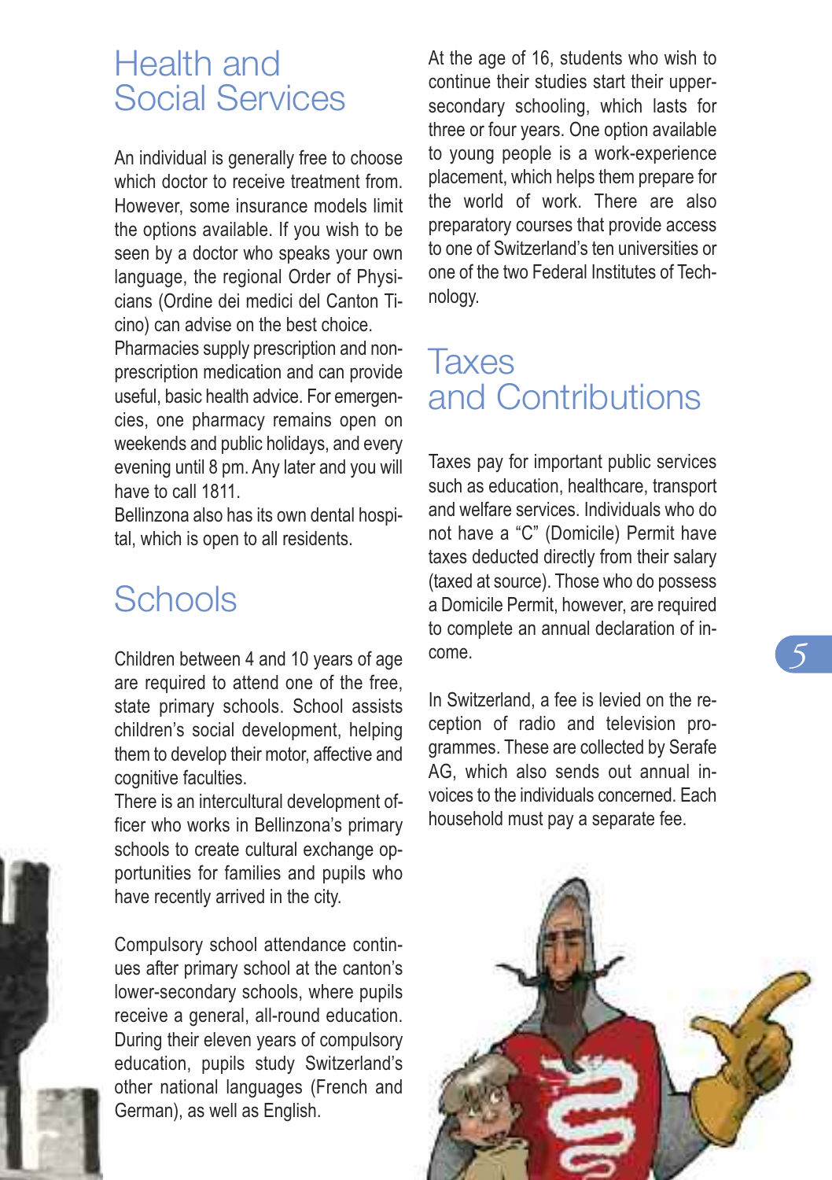## Health and Social Services

An individual is generally free to choose which doctor to receive treatment from. However, some insurance models limit the options available. If you wish to be seen by a doctor who speaks your own language, the regional Order of Physicians (Ordine dei medici del Canton Ticino) can advise on the best choice.
Pharmacies supply prescription and non-prescription medication and can provide useful, basic health advice. For emergencies, one pharmacy remains open on weekends and public holidays, and every evening until 8 pm. Any later and you will have to call 1811.
Bellinzona also has its own dental hospital, which is open to all residents.

## Schools

Children between 4 and 10 years of age are required to attend one of the free, state primary schools. School assists children's social development, helping them to develop their motor, affective and cognitive faculties.
There is an intercultural development officer who works in Bellinzona's primary schools to create cultural exchange opportunities for families and pupils who have recently arrived in the city.

Compulsory school attendance continues after primary school at the canton's lower-secondary schools, where pupils receive a general, all-round education. During their eleven years of compulsory education, pupils study Switzerland's other national languages (French and German), as well as English.

At the age of 16, students who wish to continue their studies start their upper-secondary schooling, which lasts for three or four years. One option available to young people is a work-experience placement, which helps them prepare for the world of work. There are also preparatory courses that provide access to one of Switzerland's ten universities or one of the two Federal Institutes of Technology.

## Taxes and Contributions

Taxes pay for important public services such as education, healthcare, transport and welfare services. Individuals who do not have a "C" (Domicile) Permit have taxes deducted directly from their salary (taxed at source). Those who do possess a Domicile Permit, however, are required to complete an annual declaration of income.

In Switzerland, a fee is levied on the reception of radio and television programmes. These are collected by Serafe AG, which also sends out annual invoices to the individuals concerned. Each household must pay a separate fee.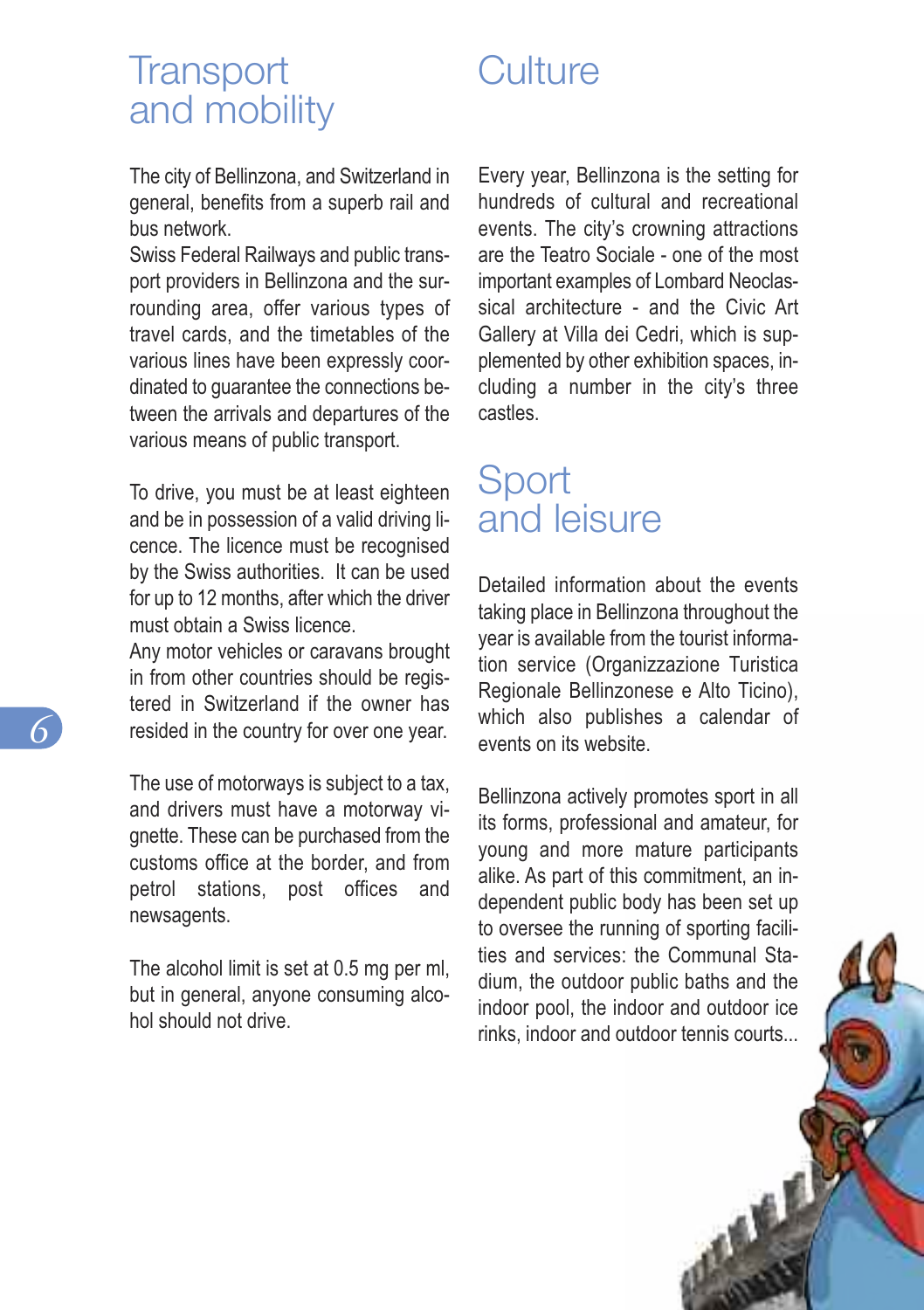# Transport and mobility

The city of Bellinzona, and Switzerland in general, benefits from a superb rail and bus network.
Swiss Federal Railways and public transport providers in Bellinzona and the surrounding area, offer various types of travel cards, and the timetables of the various lines have been expressly coordinated to guarantee the connections between the arrivals and departures of the various means of public transport.

To drive, you must be at least eighteen and be in possession of a valid driving licence. The licence must be recognised by the Swiss authorities. It can be used for up to 12 months, after which the driver must obtain a Swiss licence.
Any motor vehicles or caravans brought in from other countries should be registered in Switzerland if the owner has resided in the country for over one year.

The use of motorways is subject to a tax, and drivers must have a motorway vignette. These can be purchased from the customs office at the border, and from petrol stations, post offices and newsagents.

The alcohol limit is set at 0.5 mg per ml, but in general, anyone consuming alcohol should not drive.

# Culture

Every year, Bellinzona is the setting for hundreds of cultural and recreational events. The city's crowning attractions are the Teatro Sociale - one of the most important examples of Lombard Neoclassical architecture - and the Civic Art Gallery at Villa dei Cedri, which is supplemented by other exhibition spaces, including a number in the city's three castles.

# Sport and leisure

Detailed information about the events taking place in Bellinzona throughout the year is available from the tourist information service (Organizzazione Turistica Regionale Bellinzonese e Alto Ticino), which also publishes a calendar of events on its website.

Bellinzona actively promotes sport in all its forms, professional and amateur, for young and more mature participants alike. As part of this commitment, an independent public body has been set up to oversee the running of sporting facilities and services: the Communal Stadium, the outdoor public baths and the indoor pool, the indoor and outdoor ice rinks, indoor and outdoor tennis courts...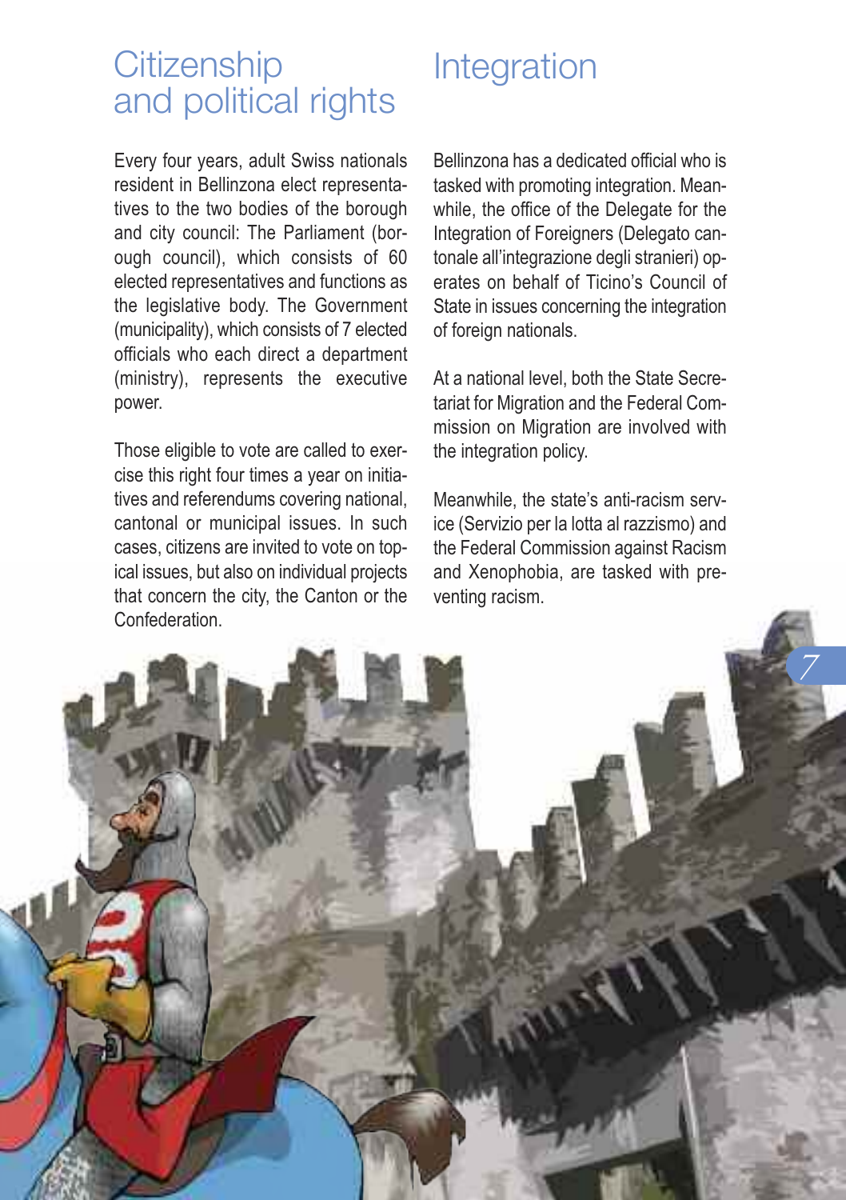## Citizenship and political rights

Every four years, adult Swiss nationals resident in Bellinzona elect representatives to the two bodies of the borough and city council: The Parliament (borough council), which consists of 60 elected representatives and functions as the legislative body. The Government (municipality), which consists of 7 elected officials who each direct a department (ministry), represents the executive power.

Those eligible to vote are called to exercise this right four times a year on initiatives and referendums covering national, cantonal or municipal issues. In such cases, citizens are invited to vote on topical issues, but also on individual projects that concern the city, the Canton or the Confederation.

## Integration

Bellinzona has a dedicated official who is tasked with promoting integration. Meanwhile, the office of the Delegate for the Integration of Foreigners (Delegato cantonale all'integrazione degli stranieri) operates on behalf of Ticino's Council of State in issues concerning the integration of foreign nationals.

At a national level, both the State Secretariat for Migration and the Federal Commission on Migration are involved with the integration policy.

Meanwhile, the state's anti-racism service (Servizio per la lotta al razzismo) and the Federal Commission against Racism and Xenophobia, are tasked with preventing racism.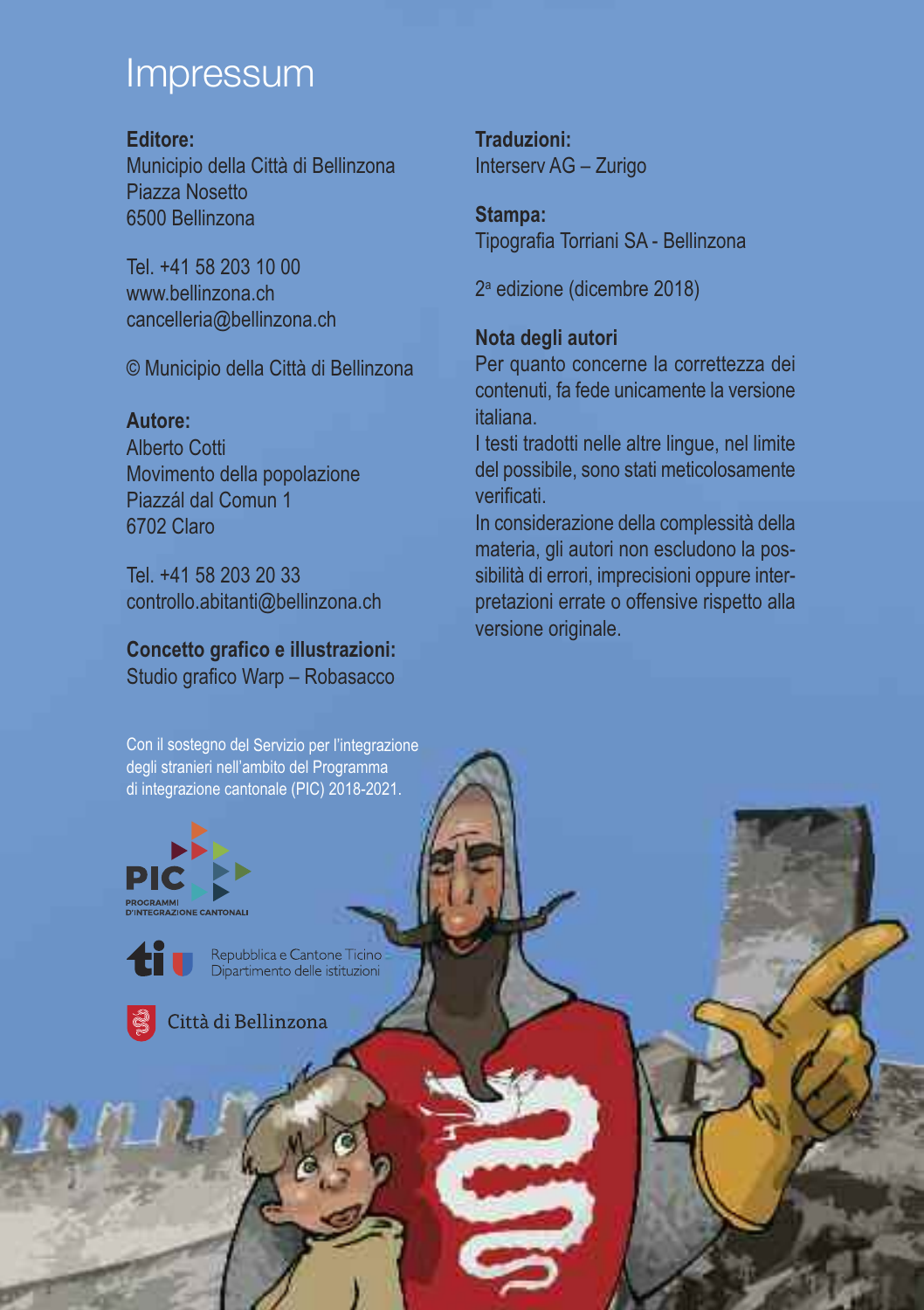# Impressum

**Editore:**
Municipio della Città di Bellinzona
Piazza Nosetto
6500 Bellinzona

Tel. +41 58 203 10 00
www.bellinzona.ch
cancelleria@bellinzona.ch

© Municipio della Città di Bellinzona

**Autore:**
Alberto Cotti
Movimento della popolazione
Piazzál dal Comun 1
6702 Claro

Tel. +41 58 203 20 33
controllo.abitanti@bellinzona.ch

**Concetto grafico e illustrazioni:**
Studio grafico Warp – Robasacco

**Traduzioni:**
Interserv AG – Zurigo

**Stampa:**
Tipografia Torriani SA - Bellinzona

2ª edizione (dicembre 2018)

**Nota degli autori**
Per quanto concerne la correttezza dei contenuti, fa fede unicamente la versione italiana.
I testi tradotti nelle altre lingue, nel limite del possibile, sono stati meticolosamente verificati.
In considerazione della complessità della materia, gli autori non escludono la possibilità di errori, imprecisioni oppure interpretazioni errate o offensive rispetto alla versione originale.

Con il sostegno del Servizio per l'integrazione degli stranieri nell'ambito del Programma di integrazione cantonale (PIC) 2018-2021.

PIC PROGRAMMI D'INTEGRAZIONE CANTONALI

Repubblica e Cantone Ticino
Dipartimento delle istituzioni

Città di Bellinzona